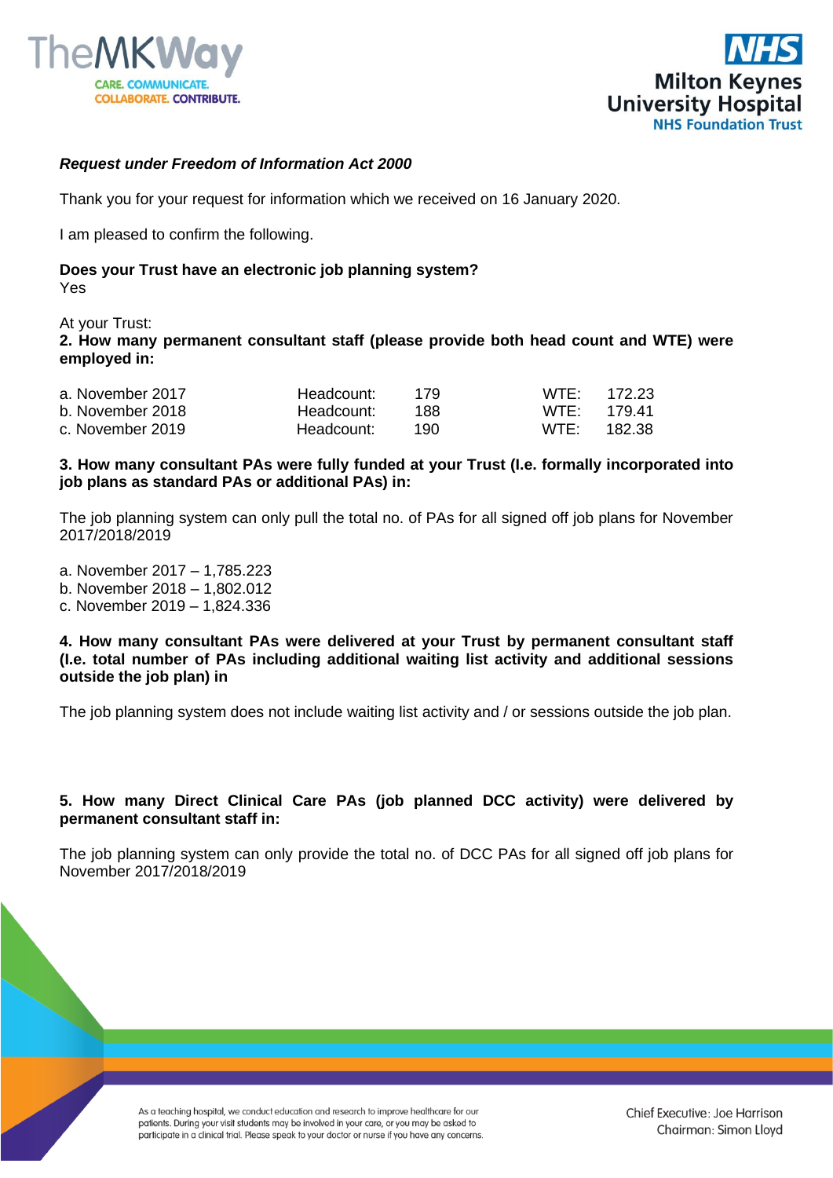***Request under Freedom of Information Act 2000***

Thank you for your request for information which we received on 16 January 2020.

I am pleased to confirm the following.

**Does your Trust have an electronic job planning system?**
Yes

At your Trust:
**2. How many permanent consultant staff (please provide both head count and WTE) were employed in:**

| | | | | |
|---|---|---|---|---|
| a. November 2017 | Headcount: | 179 | WTE: | 172.23 |
| b. November 2018 | Headcount: | 188 | WTE: | 179.41 |
| c. November 2019 | Headcount: | 190 | WTE: | 182.38 |

**3. How many consultant PAs were fully funded at your Trust (I.e. formally incorporated into job plans as standard PAs or additional PAs) in:**

The job planning system can only pull the total no. of PAs for all signed off job plans for November 2017/2018/2019

a. November 2017 – 1,785.223
b. November 2018 – 1,802.012
c. November 2019 – 1,824.336

**4. How many consultant PAs were delivered at your Trust by permanent consultant staff (I.e. total number of PAs including additional waiting list activity and additional sessions outside the job plan) in**

The job planning system does not include waiting list activity and / or sessions outside the job plan.

**5. How many Direct Clinical Care PAs (job planned DCC activity) were delivered by permanent consultant staff in:**

The job planning system can only provide the total no. of DCC PAs for all signed off job plans for November 2017/2018/2019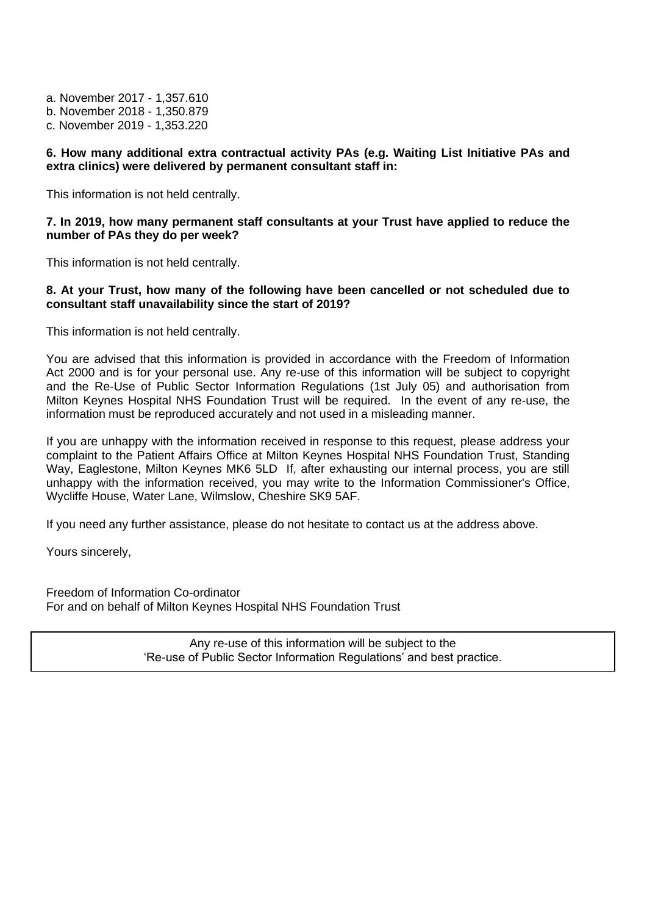a. November 2017 - 1,357.610
b. November 2018 - 1,350.879
c. November 2019 - 1,353.220

**6. How many additional extra contractual activity PAs (e.g. Waiting List Initiative PAs and extra clinics) were delivered by permanent consultant staff in:**

This information is not held centrally.

**7. In 2019, how many permanent staff consultants at your Trust have applied to reduce the number of PAs they do per week?**

This information is not held centrally.

**8. At your Trust, how many of the following have been cancelled or not scheduled due to consultant staff unavailability since the start of 2019?**

This information is not held centrally.

You are advised that this information is provided in accordance with the Freedom of Information Act 2000 and is for your personal use. Any re-use of this information will be subject to copyright and the Re-Use of Public Sector Information Regulations (1st July 05) and authorisation from Milton Keynes Hospital NHS Foundation Trust will be required. In the event of any re-use, the information must be reproduced accurately and not used in a misleading manner.

If you are unhappy with the information received in response to this request, please address your complaint to the Patient Affairs Office at Milton Keynes Hospital NHS Foundation Trust, Standing Way, Eaglestone, Milton Keynes MK6 5LD If, after exhausting our internal process, you are still unhappy with the information received, you may write to the Information Commissioner's Office, Wycliffe House, Water Lane, Wilmslow, Cheshire SK9 5AF.

If you need any further assistance, please do not hesitate to contact us at the address above.

Yours sincerely,

Freedom of Information Co-ordinator
For and on behalf of Milton Keynes Hospital NHS Foundation Trust

Any re-use of this information will be subject to the
'Re-use of Public Sector Information Regulations' and best practice.